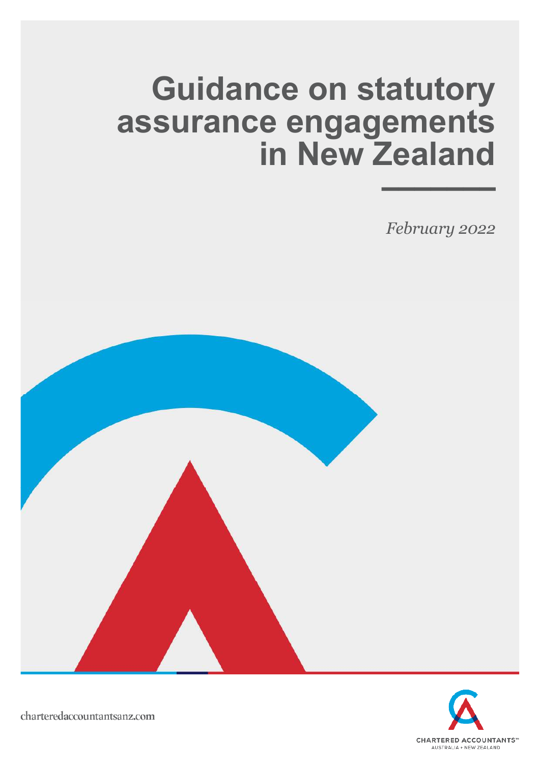# Guidance on statutory assurance engagements in New Zealand

*February 2022*

charteredaccountantsanz.com

CHARTERED ACCOUNTANTS™
AUSTRALIA + NEW ZEALAND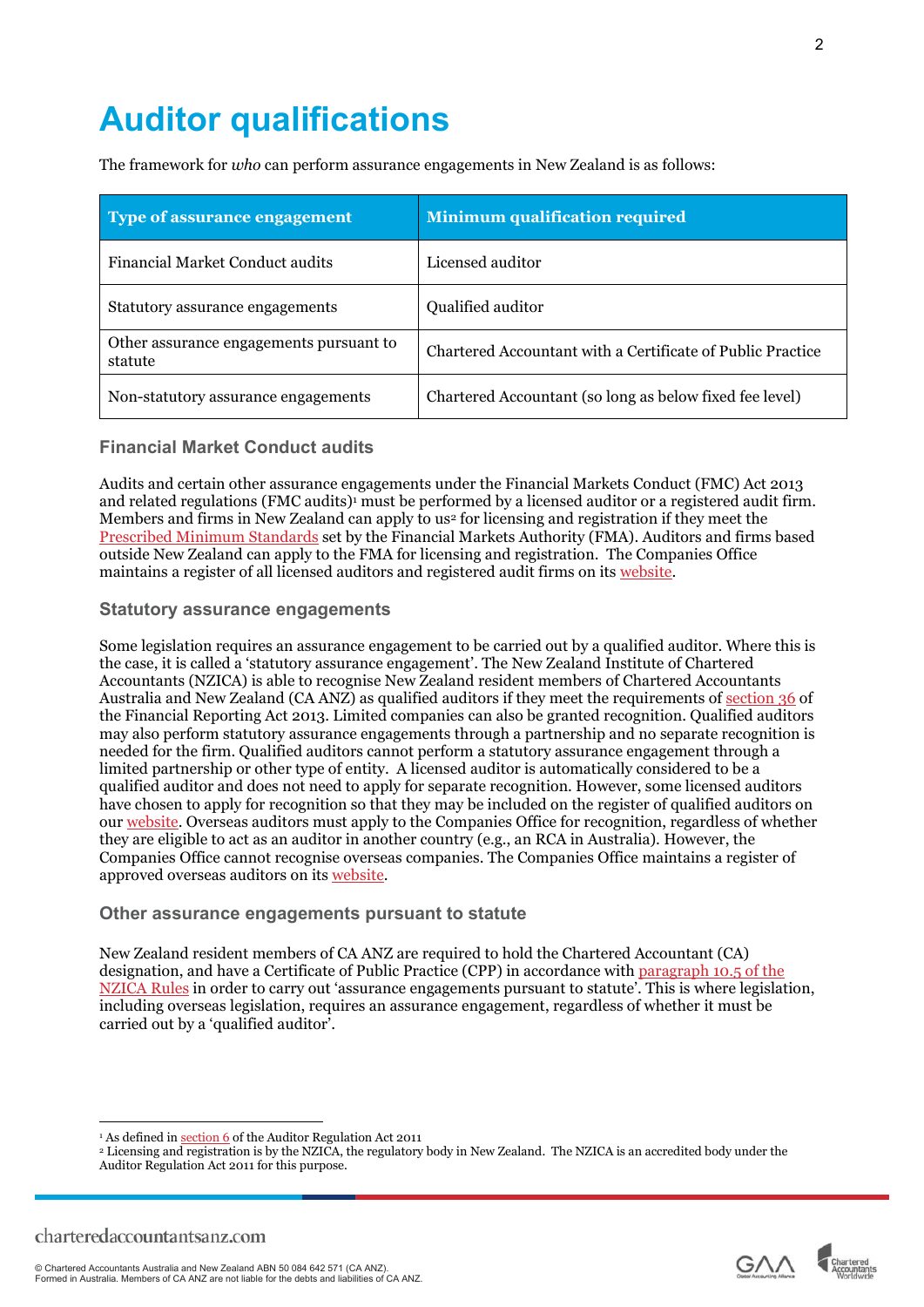# Auditor qualifications

The framework for *who* can perform assurance engagements in New Zealand is as follows:

| Type of assurance engagement | Minimum qualification required |
|---|---|
| Financial Market Conduct audits | Licensed auditor |
| Statutory assurance engagements | Qualified auditor |
| Other assurance engagements pursuant to statute | Chartered Accountant with a Certificate of Public Practice |
| Non-statutory assurance engagements | Chartered Accountant (so long as below fixed fee level) |

### Financial Market Conduct audits

Audits and certain other assurance engagements under the Financial Markets Conduct (FMC) Act 2013 and related regulations (FMC audits)[1] must be performed by a licensed auditor or a registered audit firm. Members and firms in New Zealand can apply to us[2] for licensing and registration if they meet the Prescribed Minimum Standards set by the Financial Markets Authority (FMA). Auditors and firms based outside New Zealand can apply to the FMA for licensing and registration. The Companies Office maintains a register of all licensed auditors and registered audit firms on its website.

### Statutory assurance engagements

Some legislation requires an assurance engagement to be carried out by a qualified auditor. Where this is the case, it is called a 'statutory assurance engagement'. The New Zealand Institute of Chartered Accountants (NZICA) is able to recognise New Zealand resident members of Chartered Accountants Australia and New Zealand (CA ANZ) as qualified auditors if they meet the requirements of section 36 of the Financial Reporting Act 2013. Limited companies can also be granted recognition. Qualified auditors may also perform statutory assurance engagements through a partnership and no separate recognition is needed for the firm. Qualified auditors cannot perform a statutory assurance engagement through a limited partnership or other type of entity. A licensed auditor is automatically considered to be a qualified auditor and does not need to apply for separate recognition. However, some licensed auditors have chosen to apply for recognition so that they may be included on the register of qualified auditors on our website. Overseas auditors must apply to the Companies Office for recognition, regardless of whether they are eligible to act as an auditor in another country (e.g., an RCA in Australia). However, the Companies Office cannot recognise overseas companies. The Companies Office maintains a register of approved overseas auditors on its website.

### Other assurance engagements pursuant to statute

New Zealand resident members of CA ANZ are required to hold the Chartered Accountant (CA) designation, and have a Certificate of Public Practice (CPP) in accordance with paragraph 10.5 of the NZICA Rules in order to carry out 'assurance engagements pursuant to statute'. This is where legislation, including overseas legislation, requires an assurance engagement, regardless of whether it must be carried out by a 'qualified auditor'.

---

[1] As defined in section 6 of the Auditor Regulation Act 2011

[2] Licensing and registration is by the NZICA, the regulatory body in New Zealand. The NZICA is an accredited body under the Auditor Regulation Act 2011 for this purpose.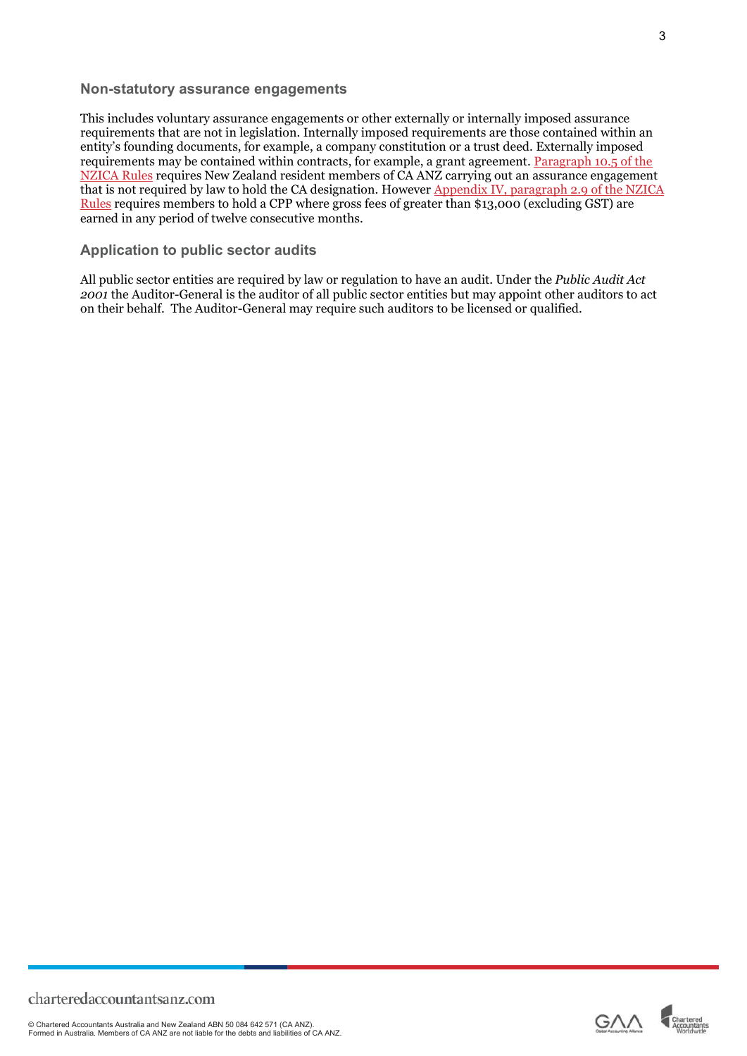### Non-statutory assurance engagements

This includes voluntary assurance engagements or other externally or internally imposed assurance requirements that are not in legislation. Internally imposed requirements are those contained within an entity's founding documents, for example, a company constitution or a trust deed. Externally imposed requirements may be contained within contracts, for example, a grant agreement. Paragraph 10.5 of the NZICA Rules requires New Zealand resident members of CA ANZ carrying out an assurance engagement that is not required by law to hold the CA designation. However Appendix IV, paragraph 2.9 of the NZICA Rules requires members to hold a CPP where gross fees of greater than $13,000 (excluding GST) are earned in any period of twelve consecutive months.

### Application to public sector audits

All public sector entities are required by law or regulation to have an audit. Under the *Public Audit Act 2001* the Auditor-General is the auditor of all public sector entities but may appoint other auditors to act on their behalf. The Auditor-General may require such auditors to be licensed or qualified.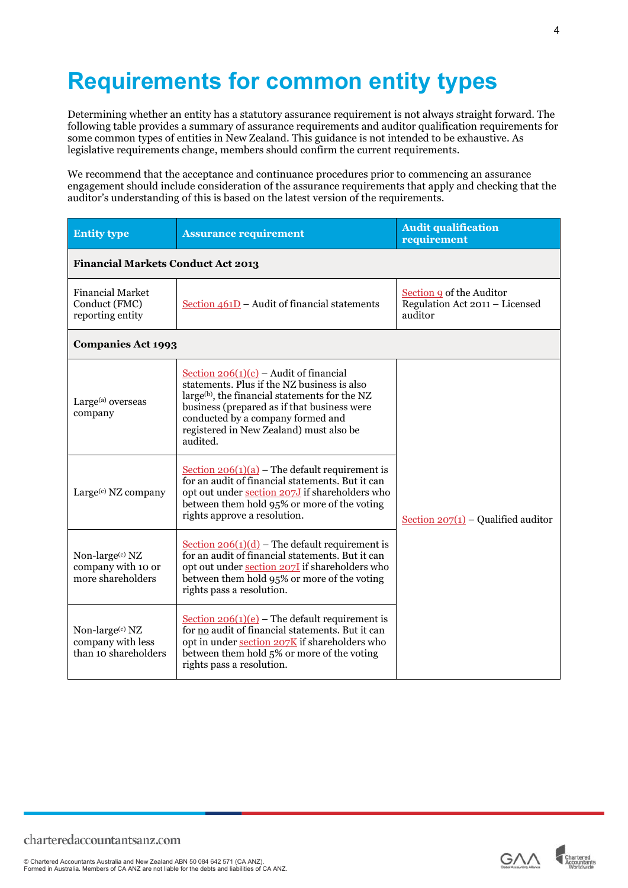# Requirements for common entity types

Determining whether an entity has a statutory assurance requirement is not always straight forward. The following table provides a summary of assurance requirements and auditor qualification requirements for some common types of entities in New Zealand. This guidance is not intended to be exhaustive. As legislative requirements change, members should confirm the current requirements.

We recommend that the acceptance and continuance procedures prior to commencing an assurance engagement should include consideration of the assurance requirements that apply and checking that the auditor's understanding of this is based on the latest version of the requirements.

| Entity type | Assurance requirement | Audit qualification requirement |
|---|---|---|
| **Financial Markets Conduct Act 2013** | | |
| Financial Market Conduct (FMC) reporting entity | Section 461D – Audit of financial statements | Section 9 of the Auditor Regulation Act 2011 – Licensed auditor |
| **Companies Act 1993** | | |
| Large[(a)] overseas company | Section 206(1)(c) – Audit of financial statements. Plus if the NZ business is also large[(b)], the financial statements for the NZ business (prepared as if that business were conducted by a company formed and registered in New Zealand) must also be audited. | Section 207(1) – Qualified auditor |
| Large[(c)] NZ company | Section 206(1)(a) – The default requirement is for an audit of financial statements. But it can opt out under section 207J if shareholders who between them hold 95% or more of the voting rights approve a resolution. | Section 207(1) – Qualified auditor |
| Non-large[(c)] NZ company with 10 or more shareholders | Section 206(1)(d) – The default requirement is for an audit of financial statements. But it can opt out under section 207I if shareholders who between them hold 95% or more of the voting rights pass a resolution. | Section 207(1) – Qualified auditor |
| Non-large[(c)] NZ company with less than 10 shareholders | Section 206(1)(e) – The default requirement is for no audit of financial statements. But it can opt in under section 207K if shareholders who between them hold 5% or more of the voting rights pass a resolution. | Section 207(1) – Qualified auditor |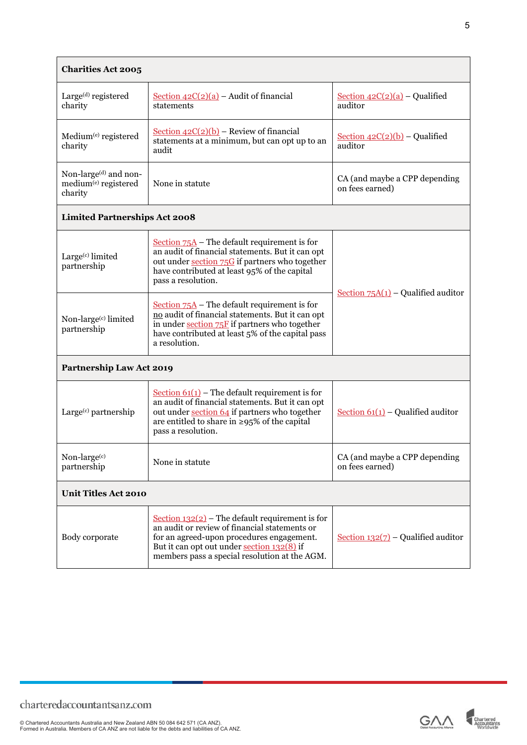| Charities Act 2005 | | |
|---|---|---|
| Large[d] registered charity | Section 42C(2)(a) – Audit of financial statements | Section 42C(2)(a) – Qualified auditor |
| Medium[e] registered charity | Section 42C(2)(b) – Review of financial statements at a minimum, but can opt up to an audit | Section 42C(2)(b) – Qualified auditor |
| Non-large[d] and non-medium[e] registered charity | None in statute | CA (and maybe a CPP depending on fees earned) |
| **Limited Partnerships Act 2008** | | |
| Large[c] limited partnership | Section 75A – The default requirement is for an audit of financial statements. But it can opt out under section 75G if partners who together have contributed at least 95% of the capital pass a resolution. | Section 75A(1) – Qualified auditor |
| Non-large[c] limited partnership | Section 75A – The default requirement is for no audit of financial statements. But it can opt in under section 75F if partners who together have contributed at least 5% of the capital pass a resolution. | |
| **Partnership Law Act 2019** | | |
| Large[c] partnership | Section 61(1) – The default requirement is for an audit of financial statements. But it can opt out under section 64 if partners who together are entitled to share in ≥95% of the capital pass a resolution. | Section 61(1) – Qualified auditor |
| Non-large[c] partnership | None in statute | CA (and maybe a CPP depending on fees earned) |
| **Unit Titles Act 2010** | | |
| Body corporate | Section 132(2) – The default requirement is for an audit or review of financial statements or for an agreed-upon procedures engagement. But it can opt out under section 132(8) if members pass a special resolution at the AGM. | Section 132(7) – Qualified auditor |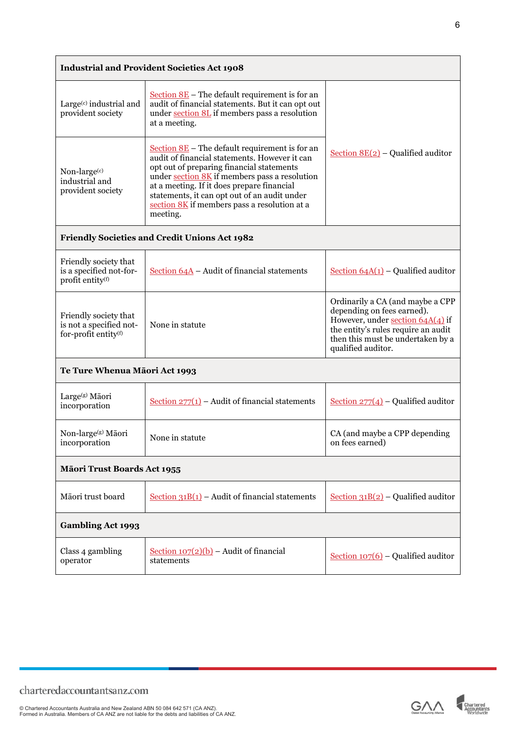| **Industrial and Provident Societies Act 1908** | | |
|---|---|---|
| Large[c] industrial and provident society | Section 8E – The default requirement is for an audit of financial statements. But it can opt out under section 8L if members pass a resolution at a meeting. | Section 8E(2) – Qualified auditor |
| Non-large[c] industrial and provident society | Section 8E – The default requirement is for an audit of financial statements. However it can opt out of preparing financial statements under section 8K if members pass a resolution at a meeting. If it does prepare financial statements, it can opt out of an audit under section 8K if members pass a resolution at a meeting. | |
| **Friendly Societies and Credit Unions Act 1982** | | |
| Friendly society that is a specified not-for-profit entity[f] | Section 64A – Audit of financial statements | Section 64A(1) – Qualified auditor |
| Friendly society that is not a specified not-for-profit entity[f] | None in statute | Ordinarily a CA (and maybe a CPP depending on fees earned). However, under section 64A(4) if the entity's rules require an audit then this must be undertaken by a qualified auditor. |
| **Te Ture Whenua Māori Act 1993** | | |
| Large[g] Māori incorporation | Section 277(1) – Audit of financial statements | Section 277(4) – Qualified auditor |
| Non-large[g] Māori incorporation | None in statute | CA (and maybe a CPP depending on fees earned) |
| **Māori Trust Boards Act 1955** | | |
| Māori trust board | Section 31B(1) – Audit of financial statements | Section 31B(2) – Qualified auditor |
| **Gambling Act 1993** | | |
| Class 4 gambling operator | Section 107(2)(b) – Audit of financial statements | Section 107(6) – Qualified auditor |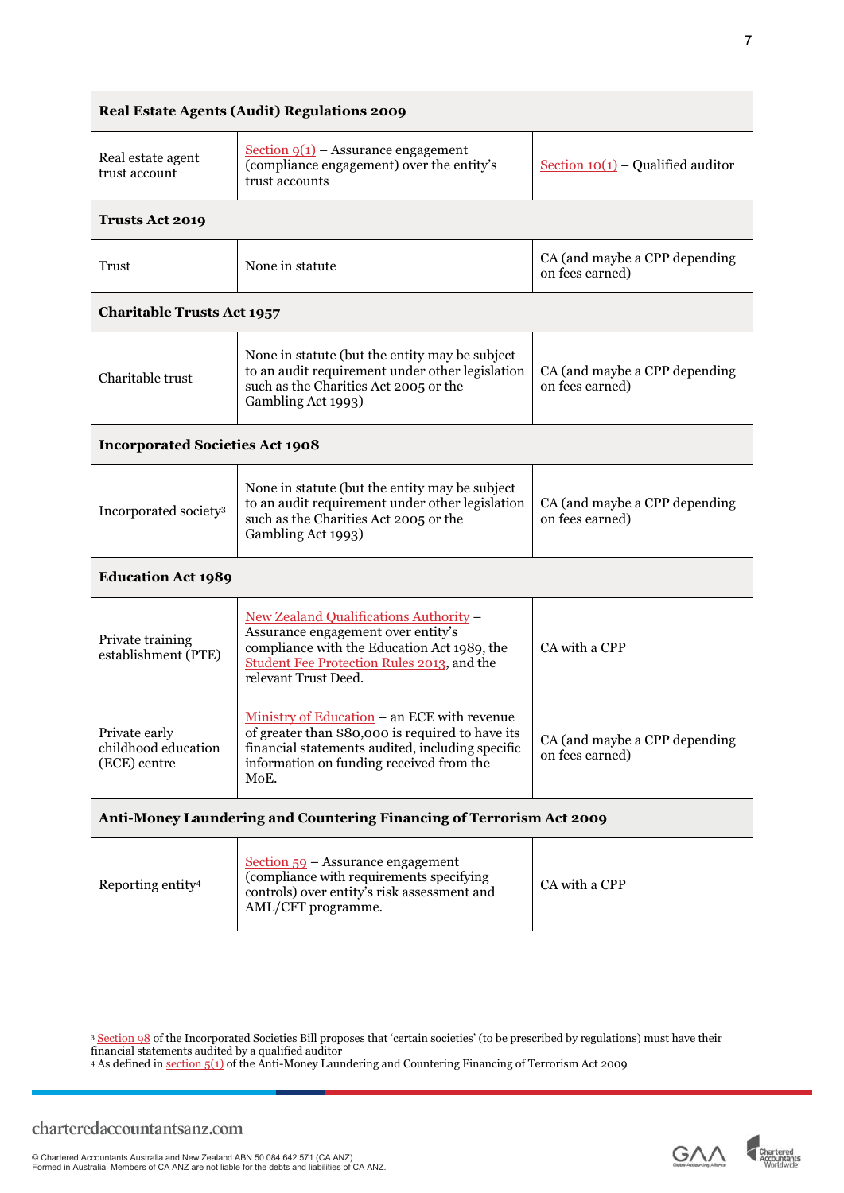| Real Estate Agents (Audit) Regulations 2009 | | |
|---|---|---|
| Real estate agent trust account | Section 9(1) – Assurance engagement (compliance engagement) over the entity's trust accounts | Section 10(1) – Qualified auditor |
| **Trusts Act 2019** | | |
| Trust | None in statute | CA (and maybe a CPP depending on fees earned) |
| **Charitable Trusts Act 1957** | | |
| Charitable trust | None in statute (but the entity may be subject to an audit requirement under other legislation such as the Charities Act 2005 or the Gambling Act 1993) | CA (and maybe a CPP depending on fees earned) |
| **Incorporated Societies Act 1908** | | |
| Incorporated society[3] | None in statute (but the entity may be subject to an audit requirement under other legislation such as the Charities Act 2005 or the Gambling Act 1993) | CA (and maybe a CPP depending on fees earned) |
| **Education Act 1989** | | |
| Private training establishment (PTE) | New Zealand Qualifications Authority – Assurance engagement over entity's compliance with the Education Act 1989, the Student Fee Protection Rules 2013, and the relevant Trust Deed. | CA with a CPP |
| Private early childhood education (ECE) centre | Ministry of Education – an ECE with revenue of greater than $80,000 is required to have its financial statements audited, including specific information on funding received from the MoE. | CA (and maybe a CPP depending on fees earned) |
| **Anti-Money Laundering and Countering Financing of Terrorism Act 2009** | | |
| Reporting entity[4] | Section 59 – Assurance engagement (compliance with requirements specifying controls) over entity's risk assessment and AML/CFT programme. | CA with a CPP |

[3] Section 98 of the Incorporated Societies Bill proposes that 'certain societies' (to be prescribed by regulations) must have their financial statements audited by a qualified auditor

[4] As defined in section 5(1) of the Anti-Money Laundering and Countering Financing of Terrorism Act 2009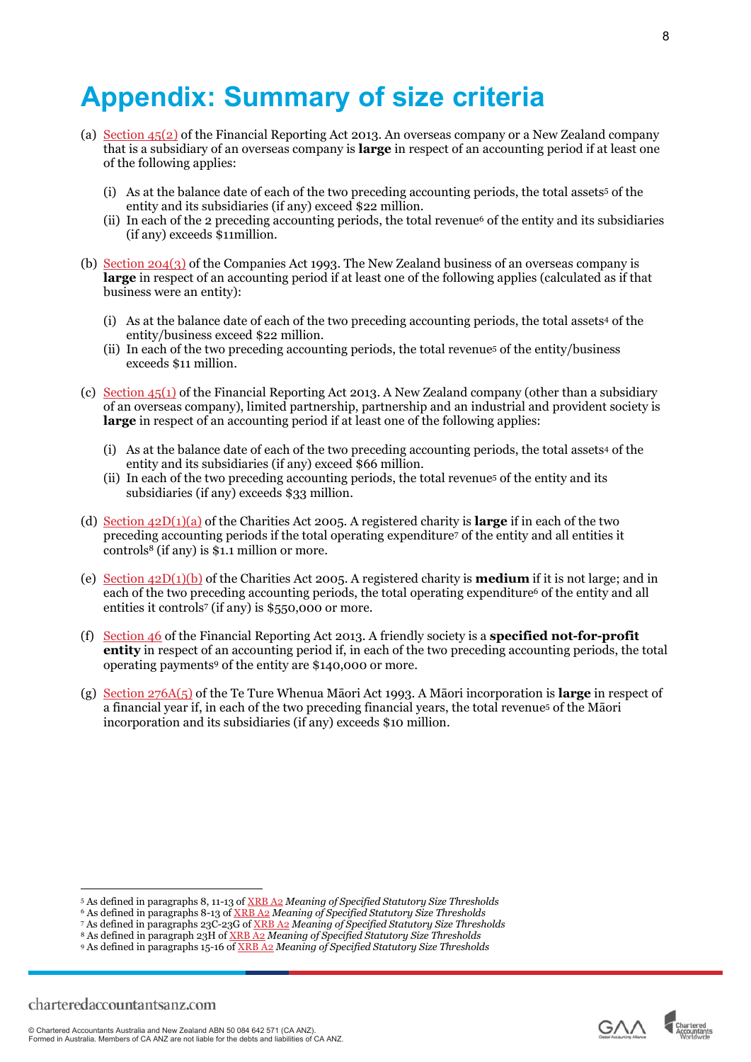# Appendix: Summary of size criteria

(a) Section 45(2) of the Financial Reporting Act 2013. An overseas company or a New Zealand company that is a subsidiary of an overseas company is **large** in respect of an accounting period if at least one of the following applies:

   (i) As at the balance date of each of the two preceding accounting periods, the total assets[5] of the entity and its subsidiaries (if any) exceed $22 million.
   (ii) In each of the 2 preceding accounting periods, the total revenue[6] of the entity and its subsidiaries (if any) exceeds $11million.

(b) Section 204(3) of the Companies Act 1993. The New Zealand business of an overseas company is **large** in respect of an accounting period if at least one of the following applies (calculated as if that business were an entity):

   (i) As at the balance date of each of the two preceding accounting periods, the total assets[4] of the entity/business exceed $22 million.
   (ii) In each of the two preceding accounting periods, the total revenue[5] of the entity/business exceeds $11 million.

(c) Section 45(1) of the Financial Reporting Act 2013. A New Zealand company (other than a subsidiary of an overseas company), limited partnership, partnership and an industrial and provident society is **large** in respect of an accounting period if at least one of the following applies:

   (i) As at the balance date of each of the two preceding accounting periods, the total assets[4] of the entity and its subsidiaries (if any) exceed $66 million.
   (ii) In each of the two preceding accounting periods, the total revenue[5] of the entity and its subsidiaries (if any) exceeds $33 million.

(d) Section 42D(1)(a) of the Charities Act 2005. A registered charity is **large** if in each of the two preceding accounting periods if the total operating expenditure[7] of the entity and all entities it controls[8] (if any) is $1.1 million or more.

(e) Section 42D(1)(b) of the Charities Act 2005. A registered charity is **medium** if it is not large; and in each of the two preceding accounting periods, the total operating expenditure[6] of the entity and all entities it controls[7] (if any) is $550,000 or more.

(f) Section 46 of the Financial Reporting Act 2013. A friendly society is a **specified not-for-profit entity** in respect of an accounting period if, in each of the two preceding accounting periods, the total operating payments[9] of the entity are $140,000 or more.

(g) Section 276A(5) of the Te Ture Whenua Māori Act 1993. A Māori incorporation is **large** in respect of a financial year if, in each of the two preceding financial years, the total revenue[5] of the Māori incorporation and its subsidiaries (if any) exceeds $10 million.

---

[5] As defined in paragraphs 8, 11-13 of XRB A2 *Meaning of Specified Statutory Size Thresholds*
[6] As defined in paragraphs 8-13 of XRB A2 *Meaning of Specified Statutory Size Thresholds*
[7] As defined in paragraphs 23C-23G of XRB A2 *Meaning of Specified Statutory Size Thresholds*
[8] As defined in paragraph 23H of XRB A2 *Meaning of Specified Statutory Size Thresholds*
[9] As defined in paragraphs 15-16 of XRB A2 *Meaning of Specified Statutory Size Thresholds*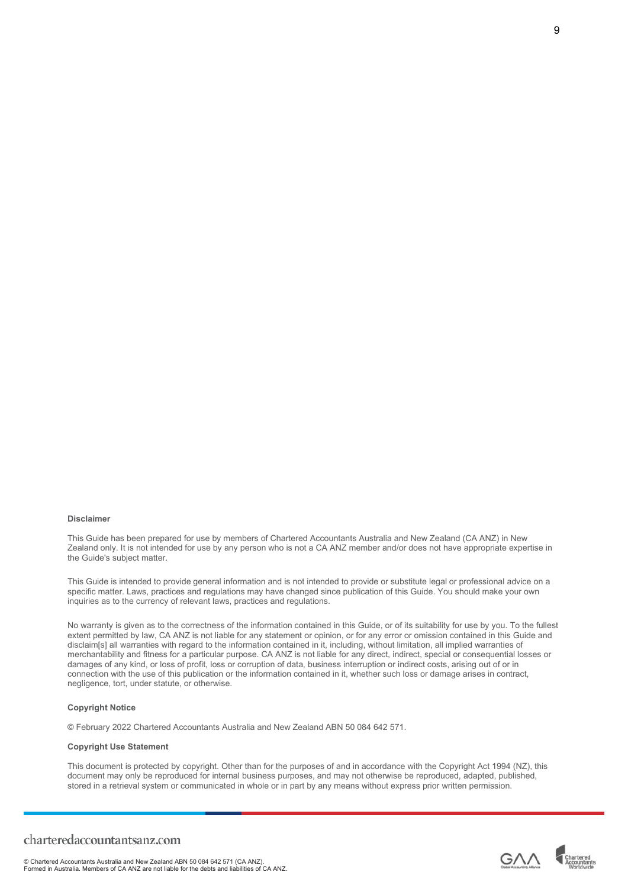**Disclaimer**

This Guide has been prepared for use by members of Chartered Accountants Australia and New Zealand (CA ANZ) in New Zealand only. It is not intended for use by any person who is not a CA ANZ member and/or does not have appropriate expertise in the Guide's subject matter.

This Guide is intended to provide general information and is not intended to provide or substitute legal or professional advice on a specific matter. Laws, practices and regulations may have changed since publication of this Guide. You should make your own inquiries as to the currency of relevant laws, practices and regulations.

No warranty is given as to the correctness of the information contained in this Guide, or of its suitability for use by you. To the fullest extent permitted by law, CA ANZ is not liable for any statement or opinion, or for any error or omission contained in this Guide and disclaim[s] all warranties with regard to the information contained in it, including, without limitation, all implied warranties of merchantability and fitness for a particular purpose. CA ANZ is not liable for any direct, indirect, special or consequential losses or damages of any kind, or loss of profit, loss or corruption of data, business interruption or indirect costs, arising out of or in connection with the use of this publication or the information contained in it, whether such loss or damage arises in contract, negligence, tort, under statute, or otherwise.

**Copyright Notice**

© February 2022 Chartered Accountants Australia and New Zealand ABN 50 084 642 571.

**Copyright Use Statement**

This document is protected by copyright. Other than for the purposes of and in accordance with the Copyright Act 1994 (NZ), this document may only be reproduced for internal business purposes, and may not otherwise be reproduced, adapted, published, stored in a retrieval system or communicated in whole or in part by any means without express prior written permission.

charteredaccountantsanz.com

© Chartered Accountants Australia and New Zealand ABN 50 084 642 571 (CA ANZ).
Formed in Australia. Members of CA ANZ are not liable for the debts and liabilities of CA ANZ.